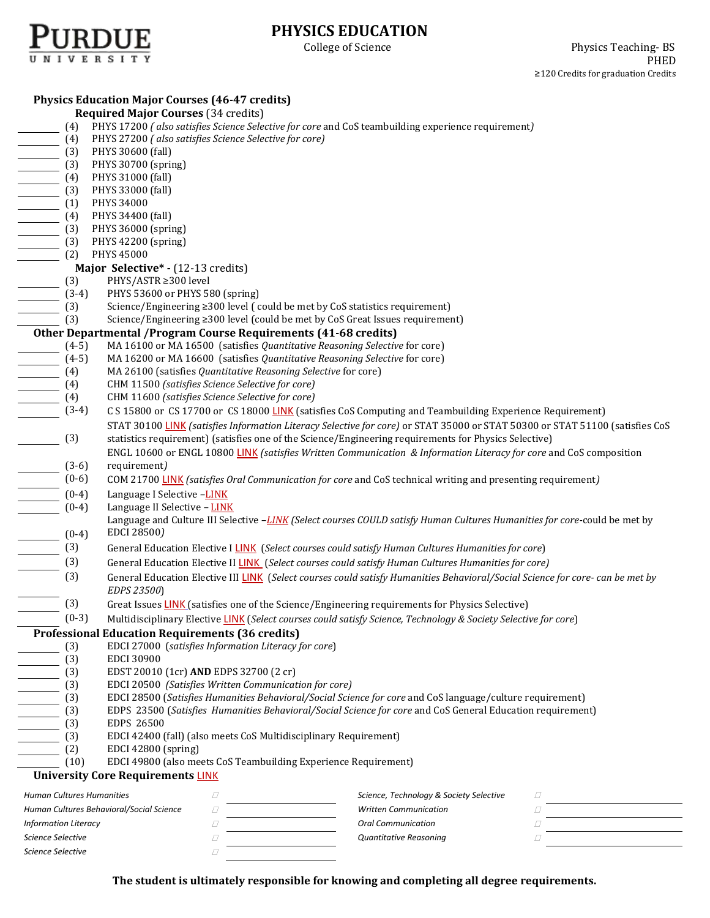# PHYSICS EDUCATION

College of Science

Physics Teaching- BS
PHED
≥120 Credits for graduation Credits

## Physics Education Major Courses (46-47 credits)

### Required Major Courses (34 credits)

- ______ (4) PHYS 17200 *( also satisfies Science Selective for core* and CoS teambuilding experience requirement*)*
- ______ (4) PHYS 27200 *( also satisfies Science Selective for core)*
- ______ (3) PHYS 30600 (fall)
- ______ (3) PHYS 30700 (spring)
- ______ (4) PHYS 31000 (fall)
- ______ (3) PHYS 33000 (fall)
- ______ (1) PHYS 34000
- ______ (4) PHYS 34400 (fall)
- ______ (3) PHYS 36000 (spring)
- ______ (3) PHYS 42200 (spring)
- ______ (2) PHYS 45000

### Major Selective* - (12-13 credits)

- ______ (3) PHYS/ASTR ≥300 level
- ______ (3-4) PHYS 53600 or PHYS 580 (spring)
- ______ (3) Science/Engineering ≥300 level ( could be met by CoS statistics requirement)
- ______ (3) Science/Engineering ≥300 level (could be met by CoS Great Issues requirement)

## Other Departmental /Program Course Requirements (41-68 credits)

- ______ (4-5) MA 16100 or MA 16500 (satisfies *Quantitative Reasoning Selective* for core)
- ______ (4-5) MA 16200 or MA 16600 (satisfies *Quantitative Reasoning Selective* for core)
- ______ (4) MA 26100 (satisfies *Quantitative Reasoning Selective* for core)
- ______ (4) CHM 11500 *(satisfies Science Selective for core)*
- ______ (4) CHM 11600 *(satisfies Science Selective for core)*
- ______ (3-4) C S 15800 or CS 17700 or CS 18000 LINK (satisfies CoS Computing and Teambuilding Experience Requirement)
- ______ (3) STAT 30100 LINK *(satisfies Information Literacy Selective for core)* or STAT 35000 or STAT 50300 or STAT 51100 (satisfies CoS statistics requirement) (satisfies one of the Science/Engineering requirements for Physics Selective)
- ______ (3-6) ENGL 10600 or ENGL 10800 LINK *(satisfies Written Communication & Information Literacy for core* and CoS composition requirement*)*
- ______ (0-6) COM 21700 LINK *(satisfies Oral Communication for core* and CoS technical writing and presenting requirement*)*
- ______ (0-4) Language I Selective –LINK
- ______ (0-4) Language II Selective – LINK
- ______ (0-4) Language and Culture III Selective –*LINK (Select courses COULD satisfy Human Cultures Humanities for core*-could be met by EDCI 28500*)*
- ______ (3) General Education Elective I LINK (*Select courses could satisfy Human Cultures Humanities for core*)
- ______ (3) General Education Elective II LINK (*Select courses could satisfy Human Cultures Humanities for core)*
- ______ (3) General Education Elective III LINK (*Select courses could satisfy Humanities Behavioral/Social Science for core- can be met by EDPS 23500*)
- ______ (3) Great Issues LINK (satisfies one of the Science/Engineering requirements for Physics Selective)
- ______ (0-3) Multidisciplinary Elective LINK (*Select courses could satisfy Science, Technology & Society Selective for core*)

## Professional Education Requirements (36 credits)

- ______ (3) EDCI 27000 (*satisfies Information Literacy for core*)
- ______ (3) EDCI 30900
- ______ (3) EDST 20010 (1cr) **AND** EDPS 32700 (2 cr)
- ______ (3) EDCI 20500 *(Satisfies Written Communication for core)*
- ______ (3) EDCI 28500 (*Satisfies Humanities Behavioral/Social Science for core* and CoS language/culture requirement)
- ______ (3) EDPS 23500 (*Satisfies Humanities Behavioral/Social Science for core* and CoS General Education requirement)
- ______ (3) EDPS 26500
- ______ (3) EDCI 42400 (fall) (also meets CoS Multidisciplinary Requirement)
- ______ (2) EDCI 42800 (spring)
- ______ (10) EDCI 49800 (also meets CoS Teambuilding Experience Requirement)

## University Core Requirements LINK

| Requirement | ☐ | | Requirement | ☐ | |
|---|---|---|---|---|---|
| *Human Cultures Humanities* | ☐ | ______ | *Science, Technology & Society Selective* | ☐ | ______ |
| *Human Cultures Behavioral/Social Science* | ☐ | ______ | *Written Communication* | ☐ | ______ |
| *Information Literacy* | ☐ | ______ | *Oral Communication* | ☐ | ______ |
| *Science Selective* | ☐ | ______ | *Quantitative Reasoning* | ☐ | ______ |
| *Science Selective* | ☐ | ______ | | | |

**The student is ultimately responsible for knowing and completing all degree requirements.**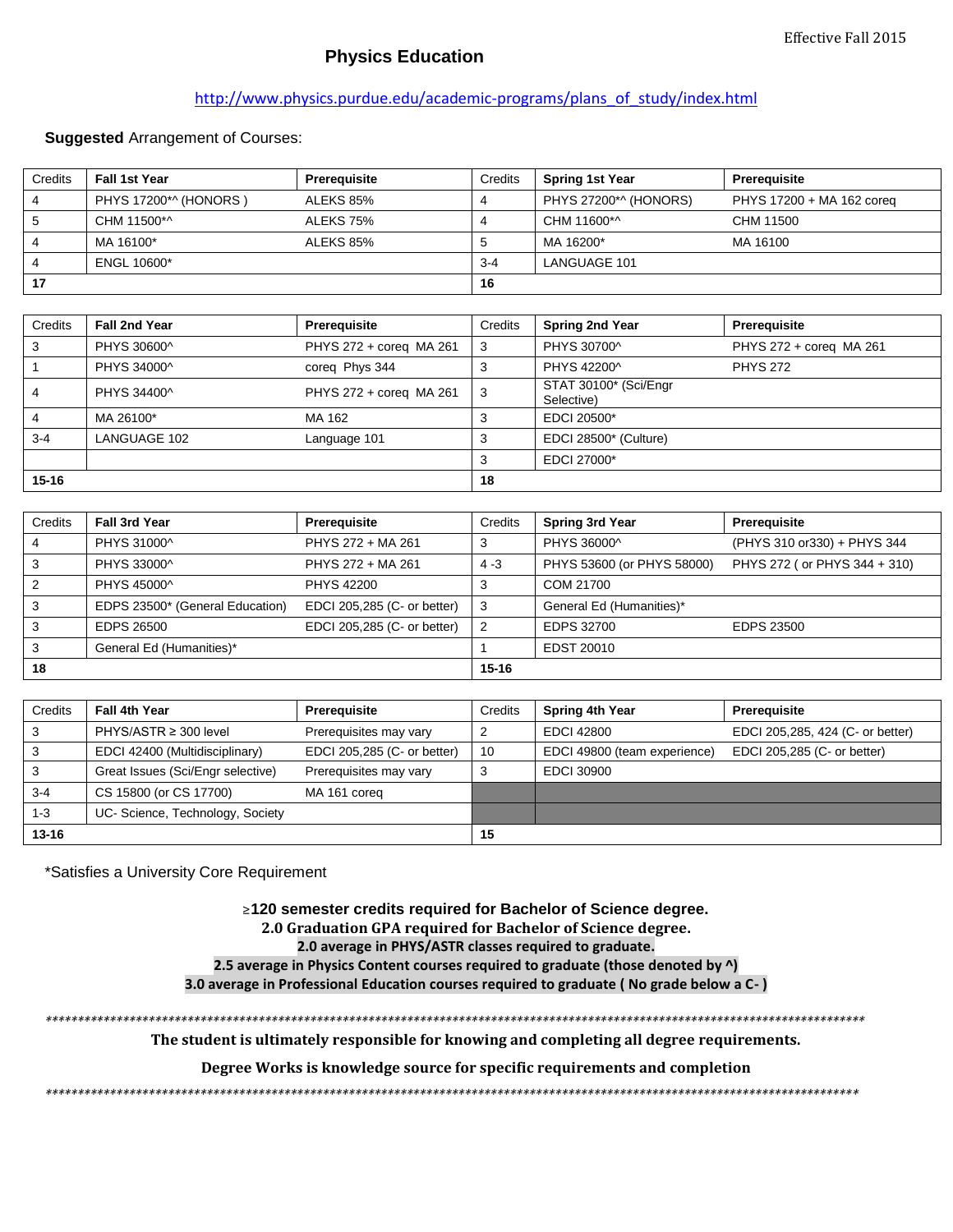Effective Fall 2015

# Physics Education

http://www.physics.purdue.edu/academic-programs/plans_of_study/index.html

**Suggested** Arrangement of Courses:

| Credits | Fall 1st Year | Prerequisite | Credits | Spring 1st Year | Prerequisite |
|---|---|---|---|---|---|
| 4 | PHYS 17200*^ (HONORS ) | ALEKS 85% | 4 | PHYS 27200*^ (HONORS) | PHYS 17200 + MA 162 coreq |
| 5 | CHM 11500*^ | ALEKS 75% | 4 | CHM 11600*^ | CHM 11500 |
| 4 | MA 16100* | ALEKS 85% | 5 | MA 16200* | MA 16100 |
| 4 | ENGL 10600* | | 3-4 | LANGUAGE 101 | |
| **17** | | | **16** | | |

| Credits | Fall 2nd Year | Prerequisite | Credits | Spring 2nd Year | Prerequisite |
|---|---|---|---|---|---|
| 3 | PHYS 30600^ | PHYS 272 + coreq MA 261 | 3 | PHYS 30700^ | PHYS 272 + coreq MA 261 |
| 1 | PHYS 34000^ | coreq Phys 344 | 3 | PHYS 42200^ | PHYS 272 |
| 4 | PHYS 34400^ | PHYS 272 + coreq MA 261 | 3 | STAT 30100* (Sci/Engr Selective) | |
| 4 | MA 26100* | MA 162 | 3 | EDCI 20500* | |
| 3-4 | LANGUAGE 102 | Language 101 | 3 | EDCI 28500* (Culture) | |
| | | | 3 | EDCI 27000* | |
| **15-16** | | | **18** | | |

| Credits | Fall 3rd Year | Prerequisite | Credits | Spring 3rd Year | Prerequisite |
|---|---|---|---|---|---|
| 4 | PHYS 31000^ | PHYS 272 + MA 261 | 3 | PHYS 36000^ | (PHYS 310 or330) + PHYS 344 |
| 3 | PHYS 33000^ | PHYS 272 + MA 261 | 4 -3 | PHYS 53600 (or PHYS 58000) | PHYS 272 ( or PHYS 344 + 310) |
| 2 | PHYS 45000^ | PHYS 42200 | 3 | COM 21700 | |
| 3 | EDPS 23500* (General Education) | EDCI 205,285 (C- or better) | 3 | General Ed (Humanities)* | |
| 3 | EDPS 26500 | EDCI 205,285 (C- or better) | 2 | EDPS 32700 | EDPS 23500 |
| 3 | General Ed (Humanities)* | | 1 | EDST 20010 | |
| **18** | | | **15-16** | | |

| Credits | Fall 4th Year | Prerequisite | Credits | Spring 4th Year | Prerequisite |
|---|---|---|---|---|---|
| 3 | PHYS/ASTR ≥ 300 level | Prerequisites may vary | 2 | EDCI 42800 | EDCI 205,285, 424 (C- or better) |
| 3 | EDCI 42400 (Multidisciplinary) | EDCI 205,285 (C- or better) | 10 | EDCI 49800 (team experience) | EDCI 205,285 (C- or better) |
| 3 | Great Issues (Sci/Engr selective) | Prerequisites may vary | 3 | EDCI 30900 | |
| 3-4 | CS 15800 (or CS 17700) | MA 161 coreq | | | |
| 1-3 | UC- Science, Technology, Society | | | | |
| **13-16** | | | **15** | | |

*Satisfies a University Core Requirement

**≥120 semester credits required for Bachelor of Science degree.**
**2.0 Graduation GPA required for Bachelor of Science degree.**
**2.0 average in PHYS/ASTR classes required to graduate.**
**2.5 average in Physics Content courses required to graduate (those denoted by ^)**
**3.0 average in Professional Education courses required to graduate ( No grade below a C- )**

******************************************************************************************************************************

**The student is ultimately responsible for knowing and completing all degree requirements.**

**Degree Works is knowledge source for specific requirements and completion**

******************************************************************************************************************************